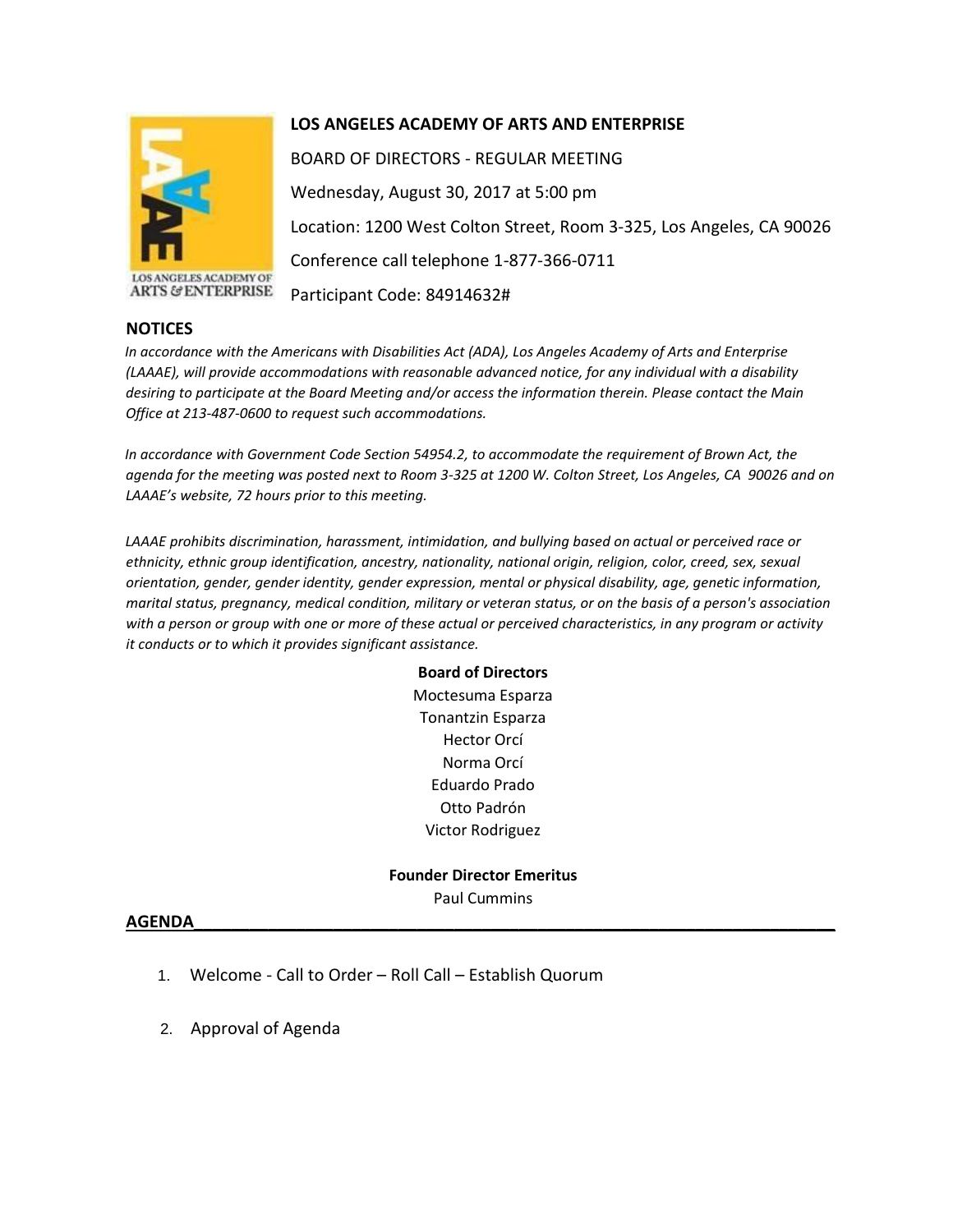**LOS ANGELES ACADEMY OF ARTS AND ENTERPRISE**

BOARD OF DIRECTORS - REGULAR MEETING

Wednesday, August 30, 2017 at 5:00 pm

Location: 1200 West Colton Street, Room 3-325, Los Angeles, CA 90026

Conference call telephone 1-877-366-0711

Participant Code: 84914632#

## NOTICES

*In accordance with the Americans with Disabilities Act (ADA), Los Angeles Academy of Arts and Enterprise (LAAAE), will provide accommodations with reasonable advanced notice, for any individual with a disability desiring to participate at the Board Meeting and/or access the information therein. Please contact the Main Office at 213-487-0600 to request such accommodations.*

*In accordance with Government Code Section 54954.2, to accommodate the requirement of Brown Act, the agenda for the meeting was posted next to Room 3-325 at 1200 W. Colton Street, Los Angeles, CA 90026 and on LAAAE's website, 72 hours prior to this meeting.*

*LAAAE prohibits discrimination, harassment, intimidation, and bullying based on actual or perceived race or ethnicity, ethnic group identification, ancestry, nationality, national origin, religion, color, creed, sex, sexual orientation, gender, gender identity, gender expression, mental or physical disability, age, genetic information, marital status, pregnancy, medical condition, military or veteran status, or on the basis of a person's association with a person or group with one or more of these actual or perceived characteristics, in any program or activity it conducts or to which it provides significant assistance.*

**Board of Directors**

Moctesuma Esparza
Tonantzin Esparza
Hector Orcí
Norma Orcí
Eduardo Prado
Otto Padrón
Victor Rodriguez

**Founder Director Emeritus**

Paul Cummins

## AGENDA

1. Welcome - Call to Order – Roll Call – Establish Quorum
2. Approval of Agenda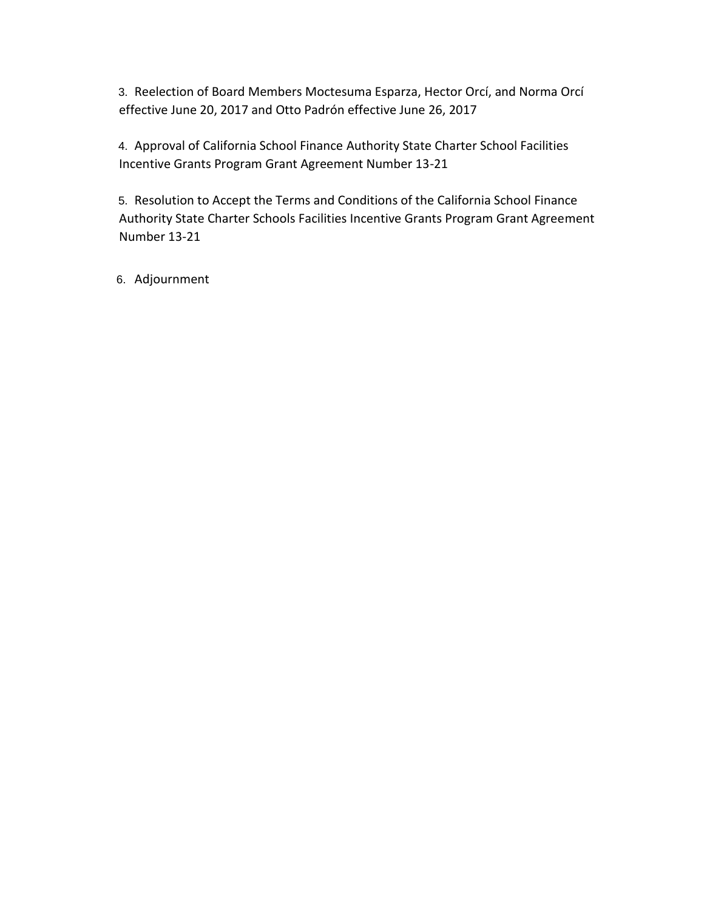3. Reelection of Board Members Moctesuma Esparza, Hector Orcí, and Norma Orcí effective June 20, 2017 and Otto Padrón effective June 26, 2017

4. Approval of California School Finance Authority State Charter School Facilities Incentive Grants Program Grant Agreement Number 13-21

5. Resolution to Accept the Terms and Conditions of the California School Finance Authority State Charter Schools Facilities Incentive Grants Program Grant Agreement Number 13-21

6. Adjournment